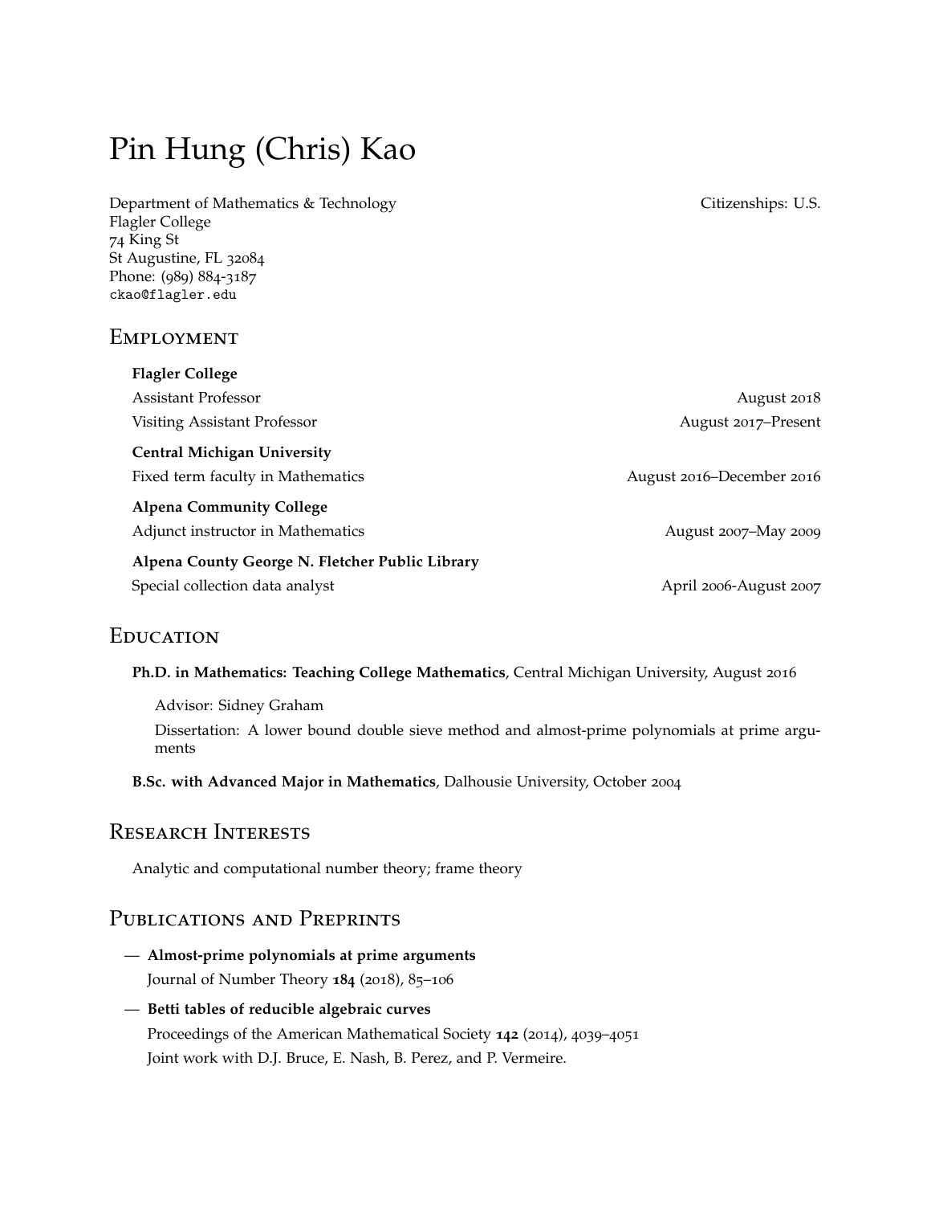# Pin Hung (Chris) Kao

Department of Mathematics & Technology
Flagler College
74 King St
St Augustine, FL 32084
Phone: (989) 884-3187
`ckao@flagler.edu`

Citizenships: U.S.

## Employment

**Flagler College**

Assistant Professor — August 2018

Visiting Assistant Professor — August 2017–Present

**Central Michigan University**

Fixed term faculty in Mathematics — August 2016–December 2016

**Alpena Community College**

Adjunct instructor in Mathematics — August 2007–May 2009

**Alpena County George N. Fletcher Public Library**

Special collection data analyst — April 2006-August 2007

## Education

**Ph.D. in Mathematics: Teaching College Mathematics**, Central Michigan University, August 2016

Advisor: Sidney Graham

Dissertation: A lower bound double sieve method and almost-prime polynomials at prime arguments

**B.Sc. with Advanced Major in Mathematics**, Dalhousie University, October 2004

## Research Interests

Analytic and computational number theory; frame theory

## Publications and Preprints

— **Almost-prime polynomials at prime arguments**
Journal of Number Theory **184** (2018), 85–106

— **Betti tables of reducible algebraic curves**
Proceedings of the American Mathematical Society **142** (2014), 4039–4051
Joint work with D.J. Bruce, E. Nash, B. Perez, and P. Vermeire.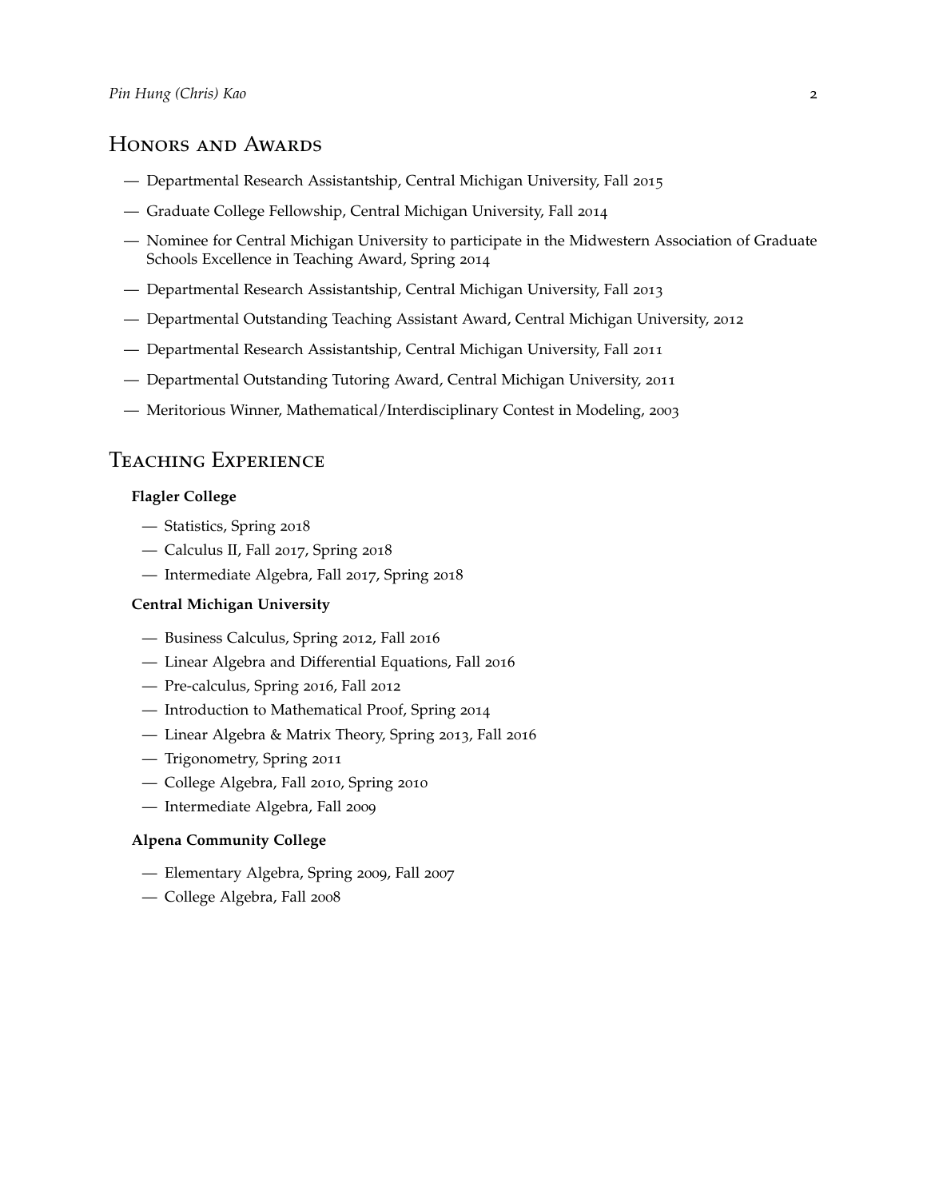## Honors and Awards

- Departmental Research Assistantship, Central Michigan University, Fall 2015
- Graduate College Fellowship, Central Michigan University, Fall 2014
- Nominee for Central Michigan University to participate in the Midwestern Association of Graduate Schools Excellence in Teaching Award, Spring 2014
- Departmental Research Assistantship, Central Michigan University, Fall 2013
- Departmental Outstanding Teaching Assistant Award, Central Michigan University, 2012
- Departmental Research Assistantship, Central Michigan University, Fall 2011
- Departmental Outstanding Tutoring Award, Central Michigan University, 2011
- Meritorious Winner, Mathematical/Interdisciplinary Contest in Modeling, 2003

## Teaching Experience

**Flagler College**

- Statistics, Spring 2018
- Calculus II, Fall 2017, Spring 2018
- Intermediate Algebra, Fall 2017, Spring 2018

**Central Michigan University**

- Business Calculus, Spring 2012, Fall 2016
- Linear Algebra and Differential Equations, Fall 2016
- Pre-calculus, Spring 2016, Fall 2012
- Introduction to Mathematical Proof, Spring 2014
- Linear Algebra & Matrix Theory, Spring 2013, Fall 2016
- Trigonometry, Spring 2011
- College Algebra, Fall 2010, Spring 2010
- Intermediate Algebra, Fall 2009

**Alpena Community College**

- Elementary Algebra, Spring 2009, Fall 2007
- College Algebra, Fall 2008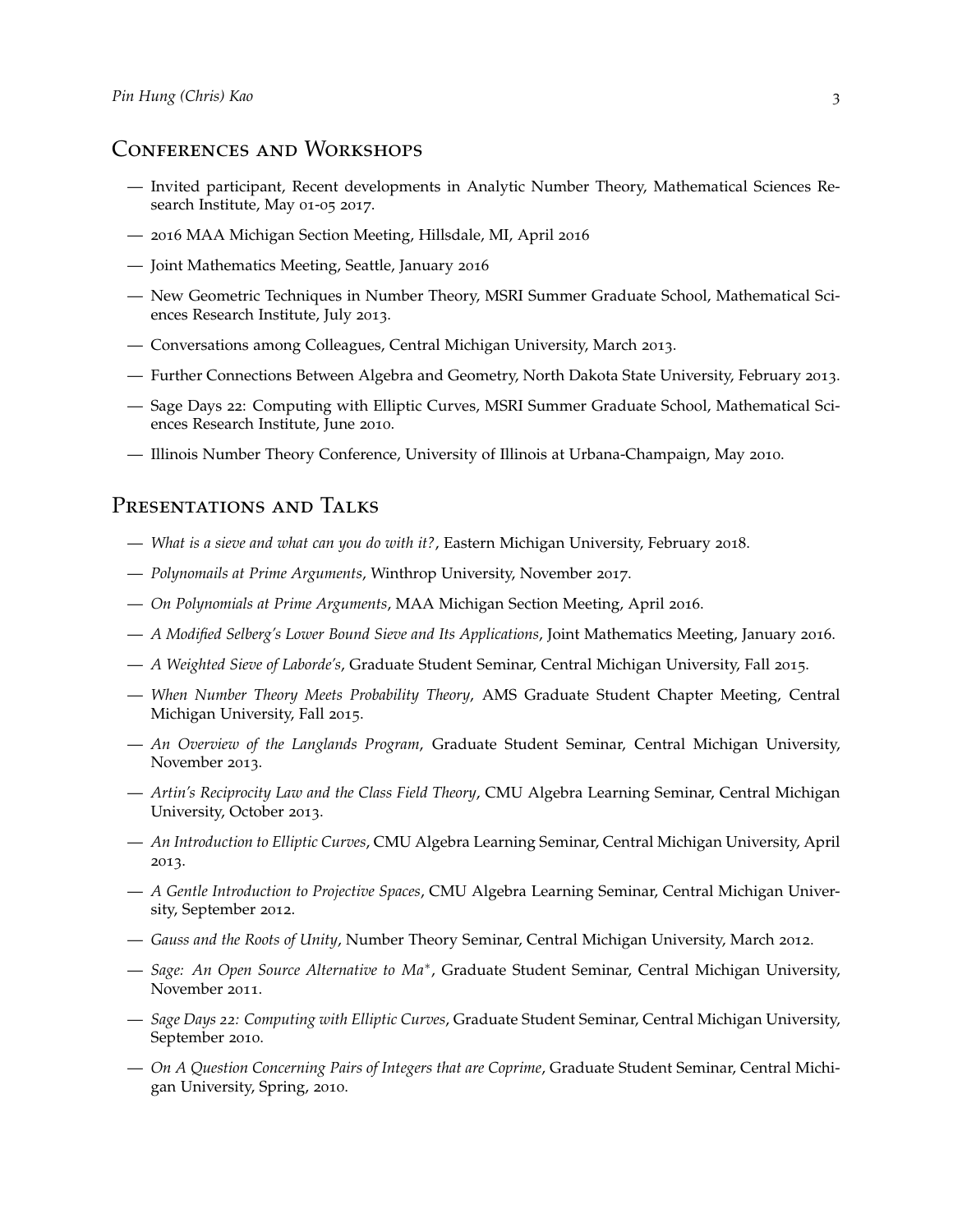## Conferences and Workshops

- Invited participant, Recent developments in Analytic Number Theory, Mathematical Sciences Research Institute, May 01-05 2017.
- 2016 MAA Michigan Section Meeting, Hillsdale, MI, April 2016
- Joint Mathematics Meeting, Seattle, January 2016
- New Geometric Techniques in Number Theory, MSRI Summer Graduate School, Mathematical Sciences Research Institute, July 2013.
- Conversations among Colleagues, Central Michigan University, March 2013.
- Further Connections Between Algebra and Geometry, North Dakota State University, February 2013.
- Sage Days 22: Computing with Elliptic Curves, MSRI Summer Graduate School, Mathematical Sciences Research Institute, June 2010.
- Illinois Number Theory Conference, University of Illinois at Urbana-Champaign, May 2010.

## Presentations and Talks

- *What is a sieve and what can you do with it?*, Eastern Michigan University, February 2018.
- *Polynomails at Prime Arguments*, Winthrop University, November 2017.
- *On Polynomials at Prime Arguments*, MAA Michigan Section Meeting, April 2016.
- *A Modified Selberg's Lower Bound Sieve and Its Applications*, Joint Mathematics Meeting, January 2016.
- *A Weighted Sieve of Laborde's*, Graduate Student Seminar, Central Michigan University, Fall 2015.
- *When Number Theory Meets Probability Theory*, AMS Graduate Student Chapter Meeting, Central Michigan University, Fall 2015.
- *An Overview of the Langlands Program*, Graduate Student Seminar, Central Michigan University, November 2013.
- *Artin's Reciprocity Law and the Class Field Theory*, CMU Algebra Learning Seminar, Central Michigan University, October 2013.
- *An Introduction to Elliptic Curves*, CMU Algebra Learning Seminar, Central Michigan University, April 2013.
- *A Gentle Introduction to Projective Spaces*, CMU Algebra Learning Seminar, Central Michigan University, September 2012.
- *Gauss and the Roots of Unity*, Number Theory Seminar, Central Michigan University, March 2012.
- *Sage: An Open Source Alternative to Ma\**, Graduate Student Seminar, Central Michigan University, November 2011.
- *Sage Days 22: Computing with Elliptic Curves*, Graduate Student Seminar, Central Michigan University, September 2010.
- *On A Question Concerning Pairs of Integers that are Coprime*, Graduate Student Seminar, Central Michigan University, Spring, 2010.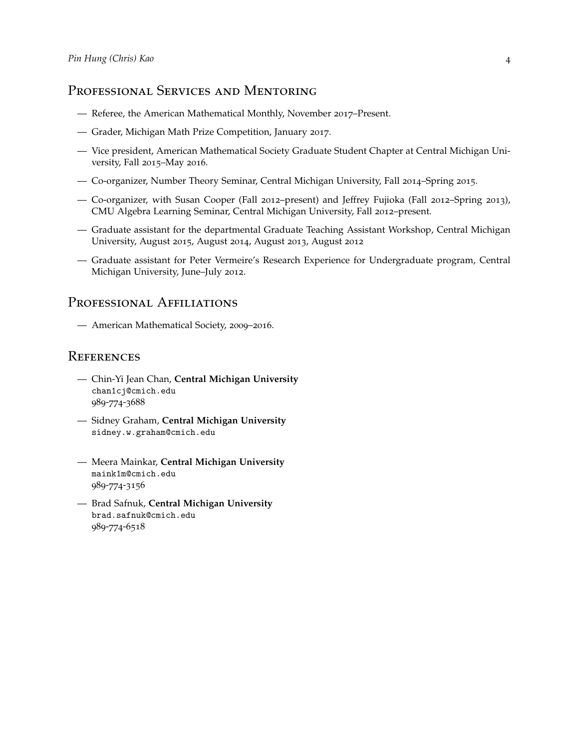## Professional Services and Mentoring

- Referee, the American Mathematical Monthly, November 2017–Present.
- Grader, Michigan Math Prize Competition, January 2017.
- Vice president, American Mathematical Society Graduate Student Chapter at Central Michigan University, Fall 2015–May 2016.
- Co-organizer, Number Theory Seminar, Central Michigan University, Fall 2014–Spring 2015.
- Co-organizer, with Susan Cooper (Fall 2012–present) and Jeffrey Fujioka (Fall 2012–Spring 2013), CMU Algebra Learning Seminar, Central Michigan University, Fall 2012–present.
- Graduate assistant for the departmental Graduate Teaching Assistant Workshop, Central Michigan University, August 2015, August 2014, August 2013, August 2012
- Graduate assistant for Peter Vermeire's Research Experience for Undergraduate program, Central Michigan University, June–July 2012.

## Professional Affiliations

- American Mathematical Society, 2009–2016.

## References

- Chin-Yi Jean Chan, **Central Michigan University**
  `chan1cj@cmich.edu`
  989-774-3688
- Sidney Graham, **Central Michigan University**
  `sidney.w.graham@cmich.edu`
- Meera Mainkar, **Central Michigan University**
  `maink1m@cmich.edu`
  989-774-3156
- Brad Safnuk, **Central Michigan University**
  `brad.safnuk@cmich.edu`
  989-774-6518